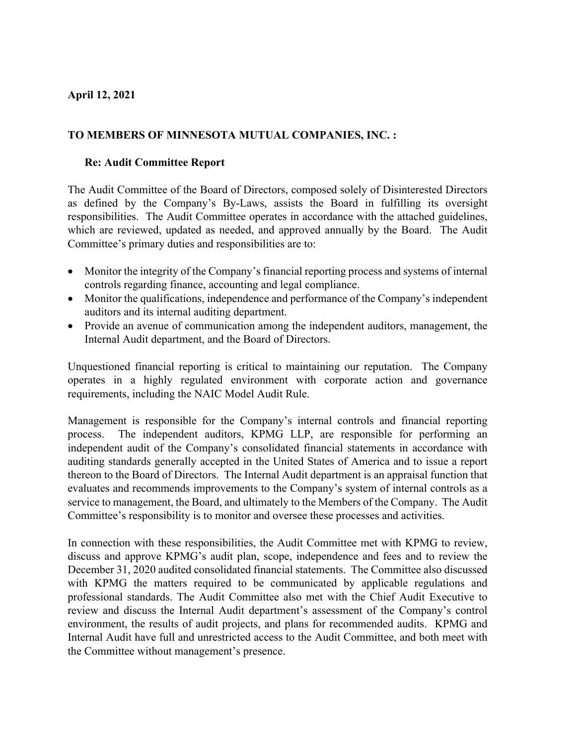**April 12, 2021**

**TO MEMBERS OF MINNESOTA MUTUAL COMPANIES, INC. :**

**Re: Audit Committee Report**

The Audit Committee of the Board of Directors, composed solely of Disinterested Directors as defined by the Company's By-Laws, assists the Board in fulfilling its oversight responsibilities. The Audit Committee operates in accordance with the attached guidelines, which are reviewed, updated as needed, and approved annually by the Board. The Audit Committee's primary duties and responsibilities are to:

- Monitor the integrity of the Company's financial reporting process and systems of internal controls regarding finance, accounting and legal compliance.
- Monitor the qualifications, independence and performance of the Company's independent auditors and its internal auditing department.
- Provide an avenue of communication among the independent auditors, management, the Internal Audit department, and the Board of Directors.

Unquestioned financial reporting is critical to maintaining our reputation. The Company operates in a highly regulated environment with corporate action and governance requirements, including the NAIC Model Audit Rule.

Management is responsible for the Company's internal controls and financial reporting process. The independent auditors, KPMG LLP, are responsible for performing an independent audit of the Company's consolidated financial statements in accordance with auditing standards generally accepted in the United States of America and to issue a report thereon to the Board of Directors. The Internal Audit department is an appraisal function that evaluates and recommends improvements to the Company's system of internal controls as a service to management, the Board, and ultimately to the Members of the Company. The Audit Committee's responsibility is to monitor and oversee these processes and activities.

In connection with these responsibilities, the Audit Committee met with KPMG to review, discuss and approve KPMG's audit plan, scope, independence and fees and to review the December 31, 2020 audited consolidated financial statements. The Committee also discussed with KPMG the matters required to be communicated by applicable regulations and professional standards. The Audit Committee also met with the Chief Audit Executive to review and discuss the Internal Audit department's assessment of the Company's control environment, the results of audit projects, and plans for recommended audits. KPMG and Internal Audit have full and unrestricted access to the Audit Committee, and both meet with the Committee without management's presence.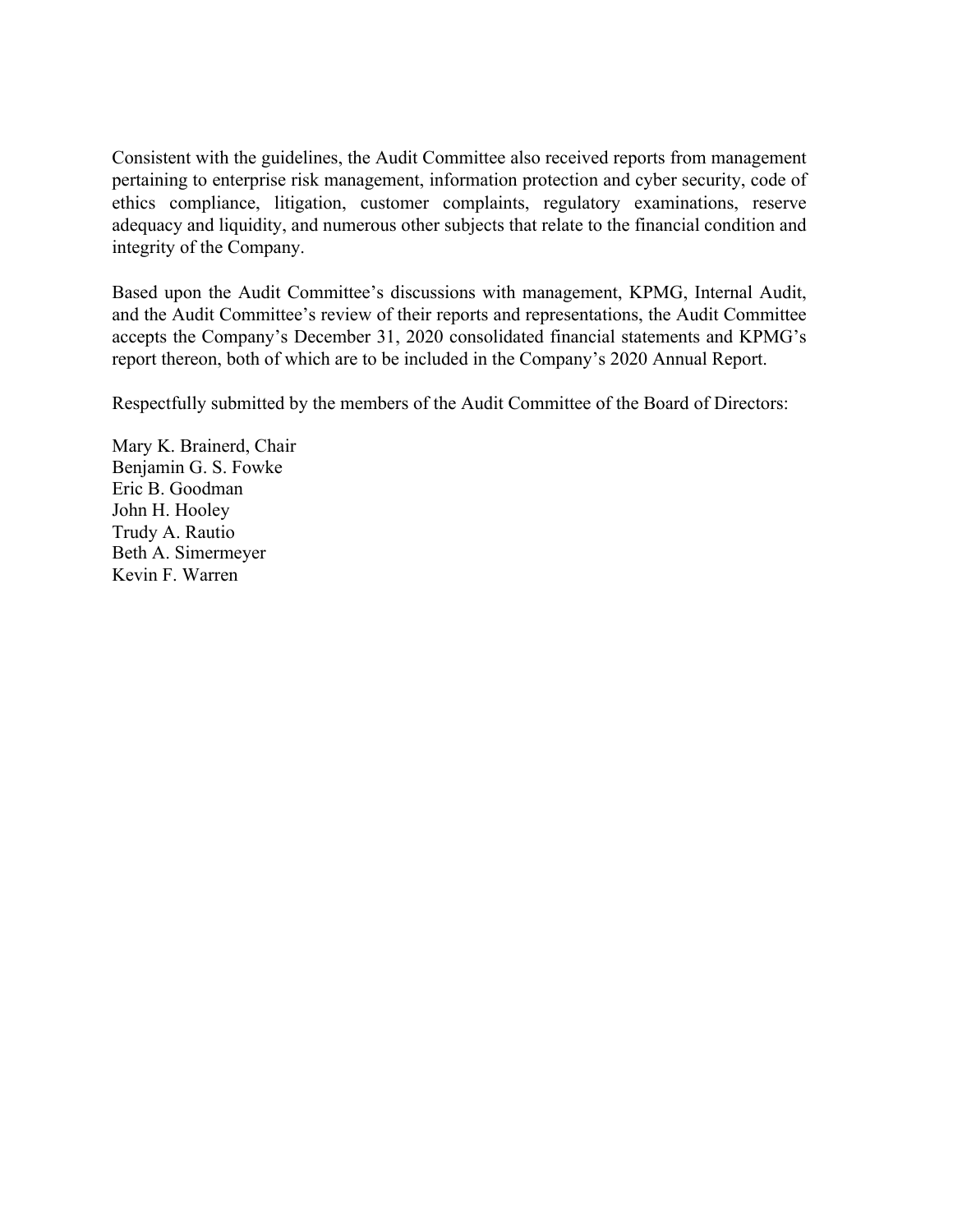Consistent with the guidelines, the Audit Committee also received reports from management pertaining to enterprise risk management, information protection and cyber security, code of ethics compliance, litigation, customer complaints, regulatory examinations, reserve adequacy and liquidity, and numerous other subjects that relate to the financial condition and integrity of the Company.

Based upon the Audit Committee's discussions with management, KPMG, Internal Audit, and the Audit Committee's review of their reports and representations, the Audit Committee accepts the Company's December 31, 2020 consolidated financial statements and KPMG's report thereon, both of which are to be included in the Company's 2020 Annual Report.

Respectfully submitted by the members of the Audit Committee of the Board of Directors:

Mary K. Brainerd, Chair  
Benjamin G. S. Fowke  
Eric B. Goodman  
John H. Hooley  
Trudy A. Rautio  
Beth A. Simermeyer  
Kevin F. Warren